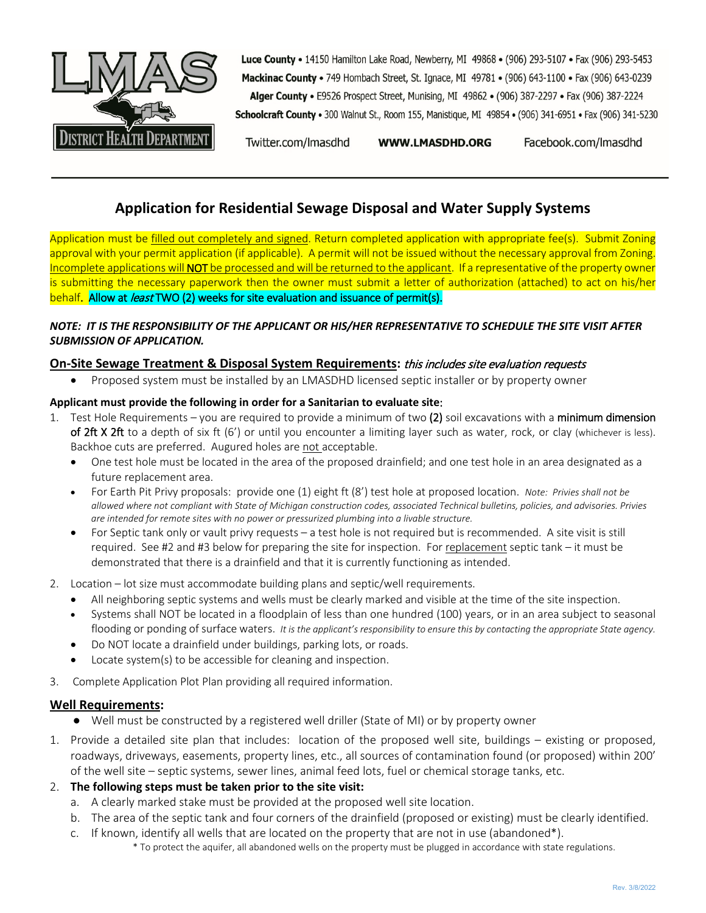Luce County • 14150 Hamilton Lake Road, Newberry, MI 49868 • (906) 293-5107 • Fax (906) 293-5453
Mackinac County • 749 Hombach Street, St. Ignace, MI 49781 • (906) 643-1100 • Fax (906) 643-0239
Alger County • E9526 Prospect Street, Munising, MI 49862 • (906) 387-2297 • Fax (906) 387-2224
Schoolcraft County • 300 Walnut St., Room 155, Manistique, MI 49854 • (906) 341-6951 • Fax (906) 341-5230

Twitter.com/lmasdhd WWW.LMASDHD.ORG Facebook.com/lmasdhd

# Application for Residential Sewage Disposal and Water Supply Systems

Application must be filled out completely and signed. Return completed application with appropriate fee(s). Submit Zoning approval with your permit application (if applicable). A permit will not be issued without the necessary approval from Zoning. Incomplete applications will **NOT** be processed and will be returned to the applicant. If a representative of the property owner is submitting the necessary paperwork then the owner must submit a letter of authorization (attached) to act on his/her behalf. **Allow at *least* TWO (2) weeks for site evaluation and issuance of permit(s).**

***NOTE: IT IS THE RESPONSIBILITY OF THE APPLICANT OR HIS/HER REPRESENTATIVE TO SCHEDULE THE SITE VISIT AFTER SUBMISSION OF APPLICATION.***

## On-Site Sewage Treatment & Disposal System Requirements: *this includes site evaluation requests*

- Proposed system must be installed by an LMASDHD licensed septic installer or by property owner

**Applicant must provide the following in order for a Sanitarian to evaluate site:**

1. Test Hole Requirements – you are required to provide a minimum of two **(2)** soil excavations with a **minimum dimension of 2ft X 2ft** to a depth of six ft (6') or until you encounter a limiting layer such as water, rock, or clay (whichever is less). Backhoe cuts are preferred. Augured holes are not acceptable.
   - One test hole must be located in the area of the proposed drainfield; and one test hole in an area designated as a future replacement area.
   - For Earth Pit Privy proposals: provide one (1) eight ft (8') test hole at proposed location. *Note: Privies shall not be allowed where not compliant with State of Michigan construction codes, associated Technical bulletins, policies, and advisories. Privies are intended for remote sites with no power or pressurized plumbing into a livable structure.*
   - For Septic tank only or vault privy requests – a test hole is not required but is recommended. A site visit is still required. See #2 and #3 below for preparing the site for inspection. For replacement septic tank – it must be demonstrated that there is a drainfield and that it is currently functioning as intended.
2. Location – lot size must accommodate building plans and septic/well requirements.
   - All neighboring septic systems and wells must be clearly marked and visible at the time of the site inspection.
   - Systems shall NOT be located in a floodplain of less than one hundred (100) years, or in an area subject to seasonal flooding or ponding of surface waters. *It is the applicant's responsibility to ensure this by contacting the appropriate State agency.*
   - Do NOT locate a drainfield under buildings, parking lots, or roads.
   - Locate system(s) to be accessible for cleaning and inspection.
3. Complete Application Plot Plan providing all required information.

## Well Requirements:

- Well must be constructed by a registered well driller (State of MI) or by property owner

1. Provide a detailed site plan that includes: location of the proposed well site, buildings – existing or proposed, roadways, driveways, easements, property lines, etc., all sources of contamination found (or proposed) within 200' of the well site – septic systems, sewer lines, animal feed lots, fuel or chemical storage tanks, etc.
2. **The following steps must be taken prior to the site visit:**
   a. A clearly marked stake must be provided at the proposed well site location.
   b. The area of the septic tank and four corners of the drainfield (proposed or existing) must be clearly identified.
   c. If known, identify all wells that are located on the property that are not in use (abandoned*).
      * To protect the aquifer, all abandoned wells on the property must be plugged in accordance with state regulations.

Rev. 3/8/2022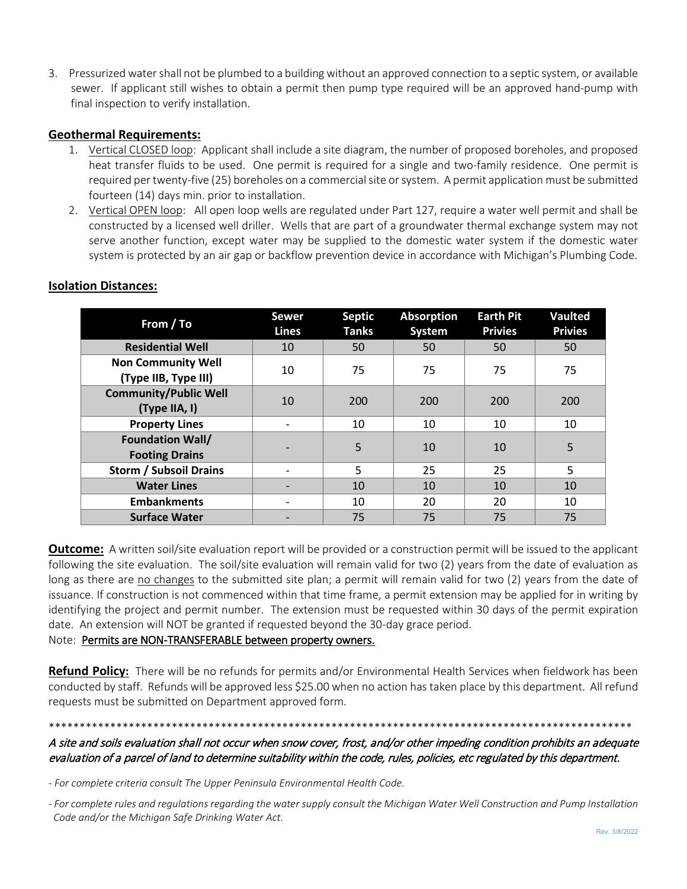3. Pressurized water shall not be plumbed to a building without an approved connection to a septic system, or available sewer. If applicant still wishes to obtain a permit then pump type required will be an approved hand-pump with final inspection to verify installation.

## Geothermal Requirements:

1. Vertical CLOSED loop: Applicant shall include a site diagram, the number of proposed boreholes, and proposed heat transfer fluids to be used. One permit is required for a single and two-family residence. One permit is required per twenty-five (25) boreholes on a commercial site or system. A permit application must be submitted fourteen (14) days min. prior to installation.
2. Vertical OPEN loop: All open loop wells are regulated under Part 127, require a water well permit and shall be constructed by a licensed well driller. Wells that are part of a groundwater thermal exchange system may not serve another function, except water may be supplied to the domestic water system if the domestic water system is protected by an air gap or backflow prevention device in accordance with Michigan's Plumbing Code.

## Isolation Distances:

| From / To | Sewer Lines | Septic Tanks | Absorption System | Earth Pit Privies | Vaulted Privies |
|---|---|---|---|---|---|
| **Residential Well** | 10 | 50 | 50 | 50 | 50 |
| **Non Community Well (Type IIB, Type III)** | 10 | 75 | 75 | 75 | 75 |
| **Community/Public Well (Type IIA, I)** | 10 | 200 | 200 | 200 | 200 |
| **Property Lines** | - | 10 | 10 | 10 | 10 |
| **Foundation Wall/ Footing Drains** | - | 5 | 10 | 10 | 5 |
| **Storm / Subsoil Drains** | - | 5 | 25 | 25 | 5 |
| **Water Lines** | - | 10 | 10 | 10 | 10 |
| **Embankments** | - | 10 | 20 | 20 | 10 |
| **Surface Water** | - | 75 | 75 | 75 | 75 |

**Outcome:** A written soil/site evaluation report will be provided or a construction permit will be issued to the applicant following the site evaluation. The soil/site evaluation will remain valid for two (2) years from the date of evaluation as long as there are no changes to the submitted site plan; a permit will remain valid for two (2) years from the date of issuance. If construction is not commenced within that time frame, a permit extension may be applied for in writing by identifying the project and permit number. The extension must be requested within 30 days of the permit expiration date. An extension will NOT be granted if requested beyond the 30-day grace period.

Note: Permits are NON-TRANSFERABLE between property owners.

**Refund Policy:** There will be no refunds for permits and/or Environmental Health Services when fieldwork has been conducted by staff. Refunds will be approved less $25.00 when no action has taken place by this department. All refund requests must be submitted on Department approved form.

***************************************************************************************************

*A site and soils evaluation shall not occur when snow cover, frost, and/or other impeding condition prohibits an adequate evaluation of a parcel of land to determine suitability within the code, rules, policies, etc regulated by this department.*

*- For complete criteria consult The Upper Peninsula Environmental Health Code.*

*- For complete rules and regulations regarding the water supply consult the Michigan Water Well Construction and Pump Installation Code and/or the Michigan Safe Drinking Water Act.*

Rev. 3/8/2022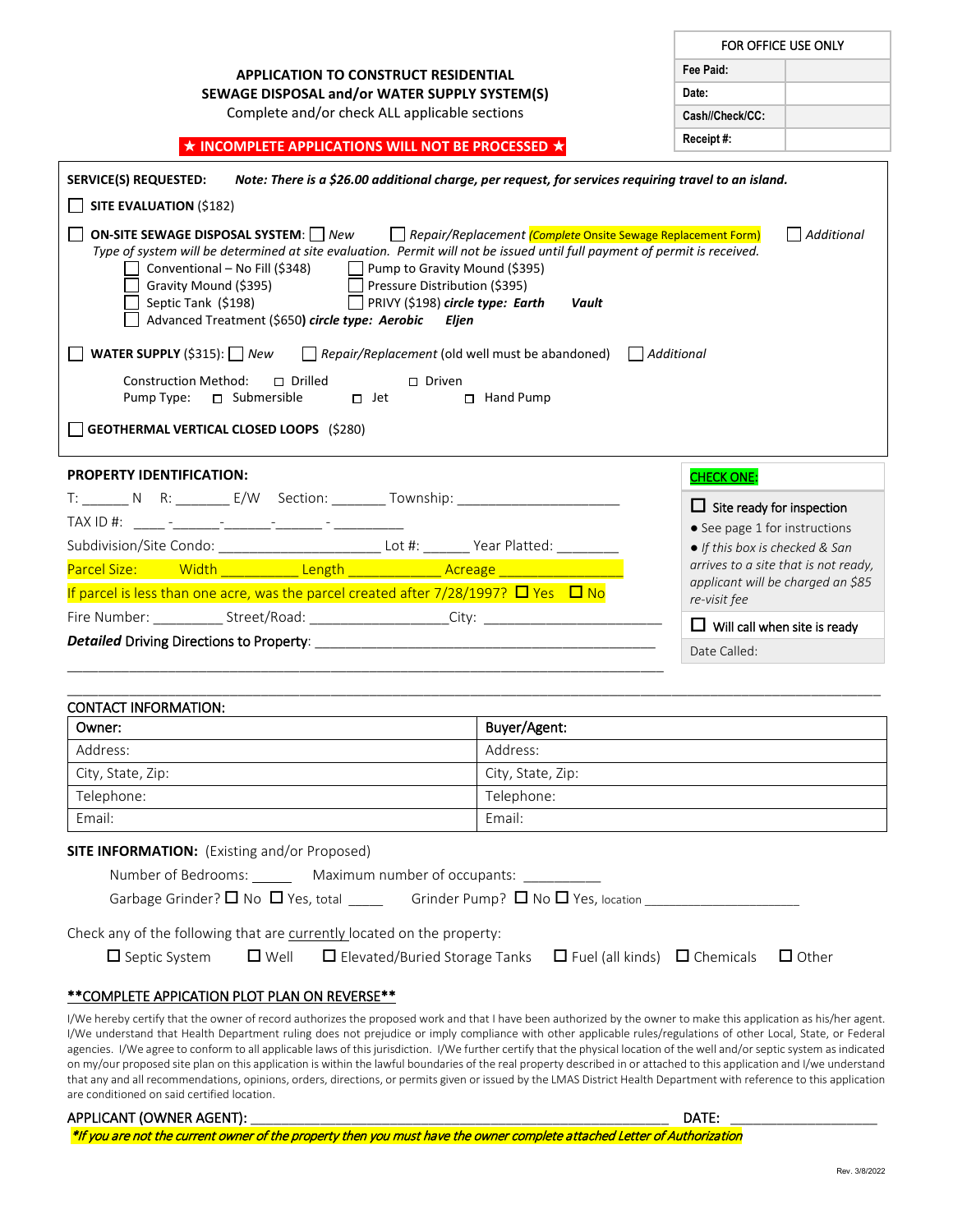| FOR OFFICE USE ONLY | |
|---|---|
| Fee Paid: | |
| Date: | |
| Cash//Check/CC: | |
| Receipt #: | |

## APPLICATION TO CONSTRUCT RESIDENTIAL SEWAGE DISPOSAL and/or WATER SUPPLY SYSTEM(S)

Complete and/or check ALL applicable sections

**★ INCOMPLETE APPLICATIONS WILL NOT BE PROCESSED ★**

**SERVICE(S) REQUESTED:** ***Note: There is a $26.00 additional charge, per request, for services requiring travel to an island.***

☐ **SITE EVALUATION** ($182)

☐ **ON-SITE SEWAGE DISPOSAL SYSTEM**: ☐ *New* ☐ *Repair/Replacement (Complete Onsite Sewage Replacement Form)* ☐ *Additional*

*Type of system will be determined at site evaluation. Permit will not be issued until full payment of permit is received.*

- ☐ Conventional – No Fill ($348)
- ☐ Pump to Gravity Mound ($395)
- ☐ Gravity Mound ($395)
- ☐ Pressure Distribution ($395)
- ☐ Septic Tank ($198)
- ☐ PRIVY ($198) ***circle type: Earth Vault***
- ☐ Advanced Treatment ($650) ***circle type: Aerobic Eljen***

☐ **WATER SUPPLY** ($315): ☐ *New* ☐ *Repair/Replacement* (old well must be abandoned) ☐ *Additional*

Construction Method: ☐ Drilled ☐ Driven

Pump Type: ☐ Submersible ☐ Jet ☐ Hand Pump

☐ **GEOTHERMAL VERTICAL CLOSED LOOPS** ($280)

**PROPERTY IDENTIFICATION:**

T: ______ N R: _______ E/W Section: _______ Township: _____________________

TAX ID #: ____ -______-______-______ - _________

Subdivision/Site Condo: ______________________ Lot #: ______ Year Platted: ________

Parcel Size: Width __________ Length ____________ Acreage _______________

If parcel is less than one acre, was the parcel created after 7/28/1997? ☐ Yes ☐ No

Fire Number: _________ Street/Road: __________________City: ______________________

***Detailed*** Driving Directions to Property: ____________________________________________

_______________________________________________________________________________

**CHECK ONE:**

☐ Site ready for inspection

- See page 1 for instructions
- *If this box is checked & San arrives to a site that is not ready, applicant will be charged an $85 re-visit fee*

☐ Will call when site is ready

Date Called:

**CONTACT INFORMATION:**

| Owner: | Buyer/Agent: |
|---|---|
| Address: | Address: |
| City, State, Zip: | City, State, Zip: |
| Telephone: | Telephone: |
| Email: | Email: |

**SITE INFORMATION:** (Existing and/or Proposed)

Number of Bedrooms: _____ Maximum number of occupants: __________

Garbage Grinder? ☐ No ☐ Yes, total _____ Grinder Pump? ☐ No ☐ Yes, location ____________________

Check any of the following that are currently located on the property:

☐ Septic System ☐ Well ☐ Elevated/Buried Storage Tanks ☐ Fuel (all kinds) ☐ Chemicals ☐ Other

****COMPLETE APPICATION PLOT PLAN ON REVERSE****

I/We hereby certify that the owner of record authorizes the proposed work and that I have been authorized by the owner to make this application as his/her agent. I/We understand that Health Department ruling does not prejudice or imply compliance with other applicable rules/regulations of other Local, State, or Federal agencies. I/We agree to conform to all applicable laws of this jurisdiction. I/We further certify that the physical location of the well and/or septic system as indicated on my/our proposed site plan on this application is within the lawful boundaries of the real property described in or attached to this application and I/we understand that any and all recommendations, opinions, orders, directions, or permits given or issued by the LMAS District Health Department with reference to this application are conditioned on said certified location.

APPLICANT (OWNER AGENT): ______________________________________________ DATE: ________________

****If you are not the current owner of the property then you must have the owner complete attached Letter of Authorization***

Rev. 3/8/2022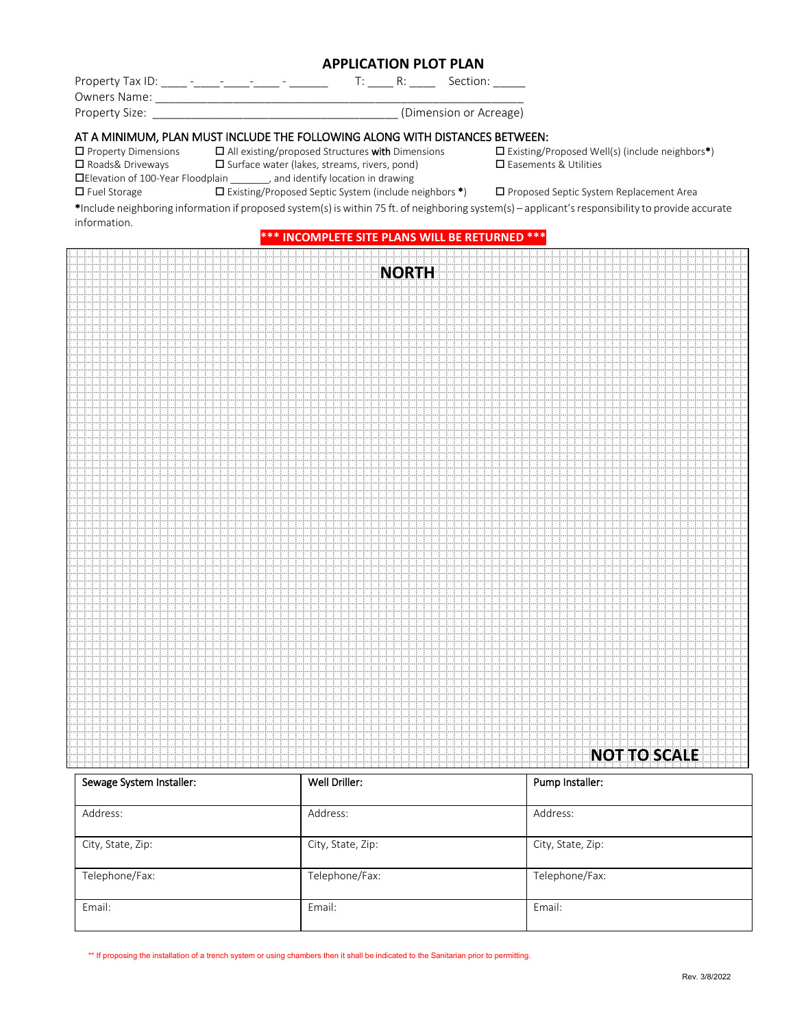# APPLICATION PLOT PLAN

Property Tax ID: ____ -____-____-____ - ______ T: ____ R: ____ Section: _____

Owners Name: ______________________________________________________________

Property Size: __________________________________________ (Dimension or Acreage)

## AT A MINIMUM, PLAN MUST INCLUDE THE FOLLOWING ALONG WITH DISTANCES BETWEEN:

- ☐ Property Dimensions
- ☐ All existing/proposed Structures **with** Dimensions
- ☐ Existing/Proposed Well(s) (include neighbors*)
- ☐ Roads& Driveways
- ☐ Surface water (lakes, streams, rivers, pond)
- ☐ Easements & Utilities
- ☐ Elevation of 100-Year Floodplain _______, and identify location in drawing
- ☐ Fuel Storage
- ☐ Existing/Proposed Septic System (include neighbors *)
- ☐ Proposed Septic System Replacement Area

*Include neighboring information if proposed system(s) is within 75 ft. of neighboring system(s) – applicant's responsibility to provide accurate information.

**\*\*\* INCOMPLETE SITE PLANS WILL BE RETURNED \*\*\***

**NORTH**

**NOT TO SCALE**

| Sewage System Installer: | Well Driller: | Pump Installer: |
|---|---|---|
| Address: | Address: | Address: |
| City, State, Zip: | City, State, Zip: | City, State, Zip: |
| Telephone/Fax: | Telephone/Fax: | Telephone/Fax: |
| Email: | Email: | Email: |

** If proposing the installation of a trench system or using chambers then it shall be indicated to the Sanitarian prior to permitting.

Rev. 3/8/2022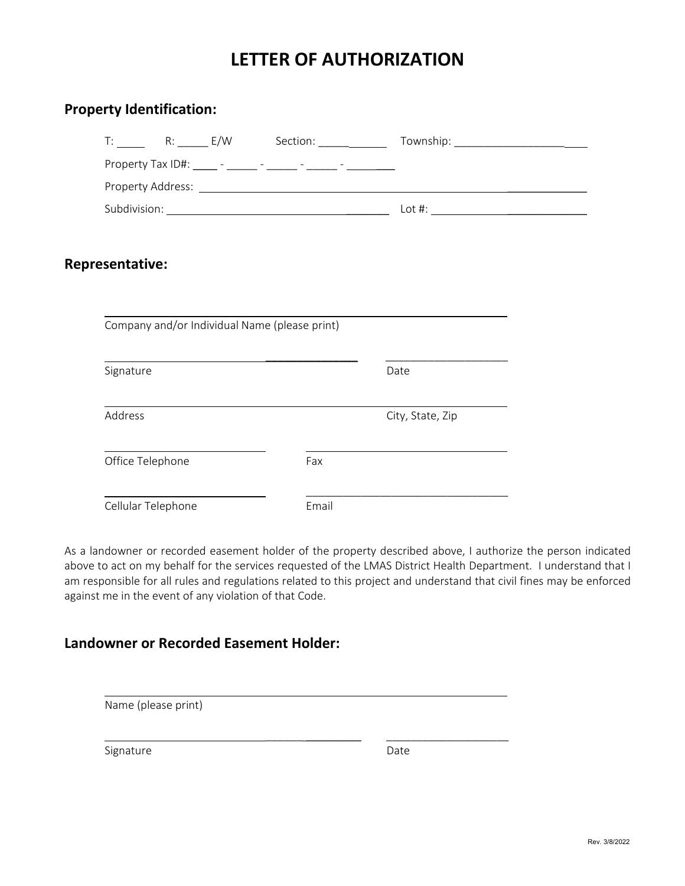# LETTER OF AUTHORIZATION

## Property Identification:

T: _____ R: _____ E/W Section: ___________ Township: ______________________

Property Tax ID#: ____ - _____ - _____ - _____ - ________

Property Address: ____________________________________________________________

Subdivision: ______________________________________ Lot #: ___________________________

## Representative:

______________________________________________________________
Company and/or Individual Name (please print)

____________________________________________ ____________________
Signature Date

______________________________________________________________
Address City, State, Zip

________________________ ______________________________
Office Telephone Fax

________________________ ______________________________
Cellular Telephone Email

As a landowner or recorded easement holder of the property described above, I authorize the person indicated above to act on my behalf for the services requested of the LMAS District Health Department. I understand that I am responsible for all rules and regulations related to this project and understand that civil fines may be enforced against me in the event of any violation of that Code.

## Landowner or Recorded Easement Holder:

______________________________________________________________
Name (please print)

____________________________________________ ____________________
Signature Date

Rev. 3/8/2022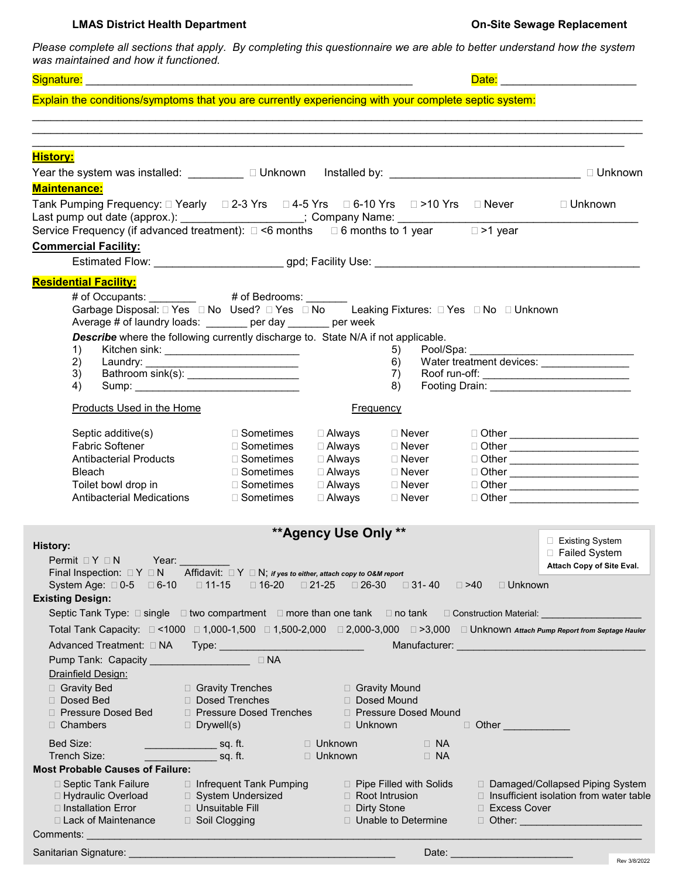**LMAS District Health Department** **On-Site Sewage Replacement**

*Please complete all sections that apply. By completing this questionnaire we are able to better understand how the system was maintained and how it functioned.*

Signature: _______________________________________________ Date: ____________________

Explain the conditions/symptoms that you are currently experiencing with your complete septic system:

______________________________________________________________________________________________

______________________________________________________________________________________________

______________________________________________________________________________________________

**History:**

Year the system was installed: _________ ☐ Unknown Installed by: ____________________________ ☐ Unknown

**Maintenance:**

Tank Pumping Frequency: ☐ Yearly ☐ 2-3 Yrs ☐ 4-5 Yrs ☐ 6-10 Yrs ☐ >10 Yrs ☐ Never ☐ Unknown

Last pump out date (approx.): ___________________; Company Name: ______________________________________

Service Frequency (if advanced treatment): ☐ <6 months ☐ 6 months to 1 year ☐ >1 year

**Commercial Facility:**

Estimated Flow: ____________________ gpd; Facility Use: ________________________________________

**Residential Facility:**

of Occupants: ________ # of Bedrooms: _______

Garbage Disposal: ☐ Yes ☐ No Used? ☐ Yes ☐ No Leaking Fixtures: ☐ Yes ☐ No ☐ Unknown

Average # of laundry loads: _______ per day _______ per week

***Describe*** where the following currently discharge to. State N/A if not applicable.

1) Kitchen sink: ______________________
2) Laundry: __________________________
3) Bathroom sink(s): ___________________
4) Sump: ____________________________
5) Pool/Spa: ___________________________
6) Water treatment devices: _______________
7) Roof run-off: ________________________
8) Footing Drain: _______________________

| Products Used in the Home | Frequency | | | |
|---|---|---|---|---|
| Septic additive(s) | ☐ Sometimes | ☐ Always | ☐ Never | ☐ Other ____________________ |
| Fabric Softener | ☐ Sometimes | ☐ Always | ☐ Never | ☐ Other ____________________ |
| Antibacterial Products | ☐ Sometimes | ☐ Always | ☐ Never | ☐ Other ____________________ |
| Bleach | ☐ Sometimes | ☐ Always | ☐ Never | ☐ Other ____________________ |
| Toilet bowl drop in | ☐ Sometimes | ☐ Always | ☐ Never | ☐ Other ____________________ |
| Antibacterial Medications | ☐ Sometimes | ☐ Always | ☐ Never | ☐ Other ____________________ |

## **Agency Use Only **

☐ Existing System
☐ Failed System
**Attach Copy of Site Eval.**

**History:**

Permit ☐ Y ☐ N Year: _________

Final Inspection: ☐ Y ☐ N Affidavit: ☐ Y ☐ N; *if yes to either, attach copy to O&M report*

System Age: ☐ 0-5 ☐ 6-10 ☐ 11-15 ☐ 16-20 ☐ 21-25 ☐ 26-30 ☐ 31- 40 ☐ >40 ☐ Unknown

**Existing Design:**

Septic Tank Type: ☐ single ☐ two compartment ☐ more than one tank ☐ no tank ☐ Construction Material: ________________

Total Tank Capacity: ☐ <1000 ☐ 1,000-1,500 ☐ 1,500-2,000 ☐ 2,000-3,000 ☐ >3,000 ☐ Unknown *Attach Pump Report from Septage Hauler*

Advanced Treatment: ☐ NA Type: ________________________ Manufacturer: ______________________________

Pump Tank: Capacity _________________ ☐ NA

Drainfield Design:

| | | | |
|---|---|---|---|
| ☐ Gravity Bed | ☐ Gravity Trenches | ☐ Gravity Mound | |
| ☐ Dosed Bed | ☐ Dosed Trenches | ☐ Dosed Mound | |
| ☐ Pressure Dosed Bed | ☐ Pressure Dosed Trenches | ☐ Pressure Dosed Mound | |
| ☐ Chambers | ☐ Drywell(s) | ☐ Unknown | ☐ Other ___________ |

Bed Size: _____________ sq. ft. ☐ Unknown ☐ NA

Trench Size: _____________ sq. ft. ☐ Unknown ☐ NA

**Most Probable Causes of Failure:**

| | | | |
|---|---|---|---|
| ☐ Septic Tank Failure | ☐ Infrequent Tank Pumping | ☐ Pipe Filled with Solids | ☐ Damaged/Collapsed Piping System |
| ☐ Hydraulic Overload | ☐ System Undersized | ☐ Root Intrusion | ☐ Insufficient isolation from water table |
| ☐ Installation Error | ☐ Unsuitable Fill | ☐ Dirty Stone | ☐ Excess Cover |
| ☐ Lack of Maintenance | ☐ Soil Clogging | ☐ Unable to Determine | ☐ Other: ____________________ |

Comments: ______________________________________________________________________________________

Sanitarian Signature: ___________________________________________ Date: ____________________

Rev 3/8/2022